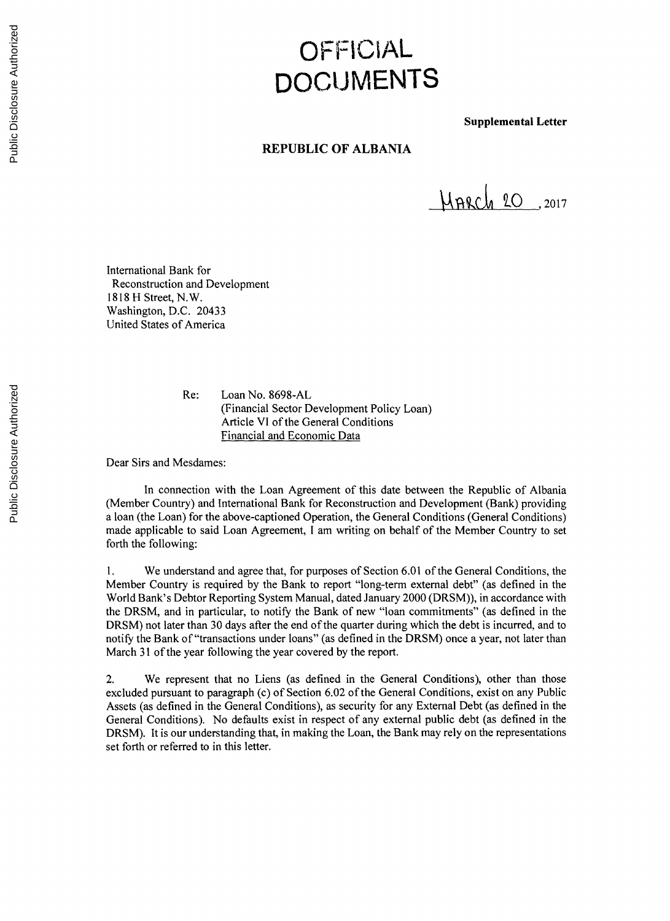# OFFICIAL DOCUMENTS

**Supplemental Letter**

**REPUBLIC OF ALBANIA**

March 20, 2017

International Bank for
Reconstruction and Development
1818 H Street, N.W.
Washington, D.C. 20433
United States of America

Re: Loan No. 8698-AL
(Financial Sector Development Policy Loan)
Article VI of the General Conditions
Financial and Economic Data

Dear Sirs and Mesdames:

In connection with the Loan Agreement of this date between the Republic of Albania (Member Country) and International Bank for Reconstruction and Development (Bank) providing a loan (the Loan) for the above-captioned Operation, the General Conditions (General Conditions) made applicable to said Loan Agreement, I am writing on behalf of the Member Country to set forth the following:

1. We understand and agree that, for purposes of Section 6.01 of the General Conditions, the Member Country is required by the Bank to report "long-term external debt" (as defined in the World Bank's Debtor Reporting System Manual, dated January 2000 (DRSM)), in accordance with the DRSM, and in particular, to notify the Bank of new "loan commitments" (as defined in the DRSM) not later than 30 days after the end of the quarter during which the debt is incurred, and to notify the Bank of "transactions under loans" (as defined in the DRSM) once a year, not later than March 31 of the year following the year covered by the report.

2. We represent that no Liens (as defined in the General Conditions), other than those excluded pursuant to paragraph (c) of Section 6.02 of the General Conditions, exist on any Public Assets (as defined in the General Conditions), as security for any External Debt (as defined in the General Conditions). No defaults exist in respect of any external public debt (as defined in the DRSM). It is our understanding that, in making the Loan, the Bank may rely on the representations set forth or referred to in this letter.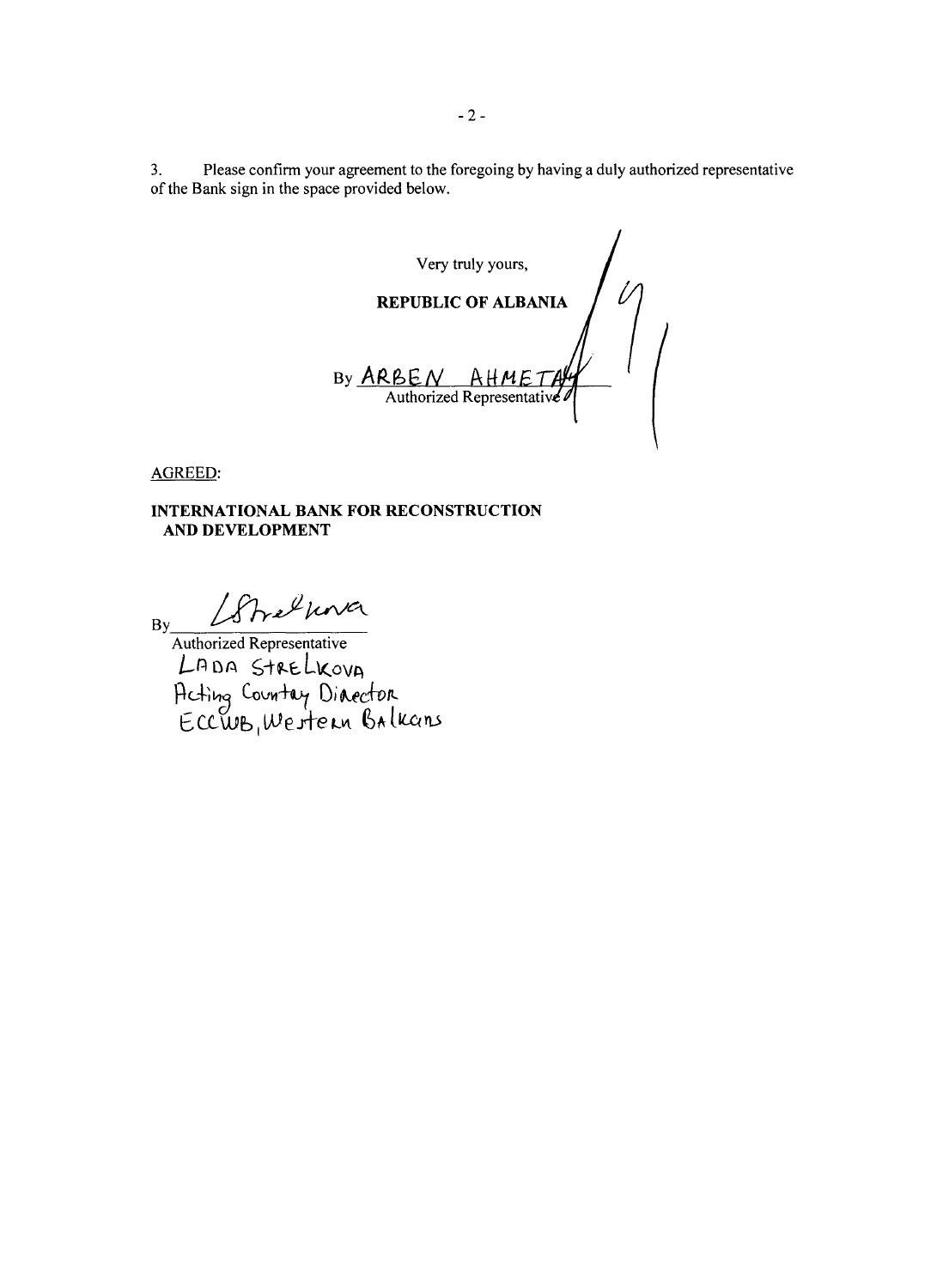3. Please confirm your agreement to the foregoing by having a duly authorized representative of the Bank sign in the space provided below.

Very truly yours,

**REPUBLIC OF ALBANIA**

By ARBEN AHMETAJ
Authorized Representative

AGREED:

**INTERNATIONAL BANK FOR RECONSTRUCTION AND DEVELOPMENT**

By ______________________
Authorized Representative
LADA STRELKOVA
Acting Country Director
ECCWB, Western Balkans